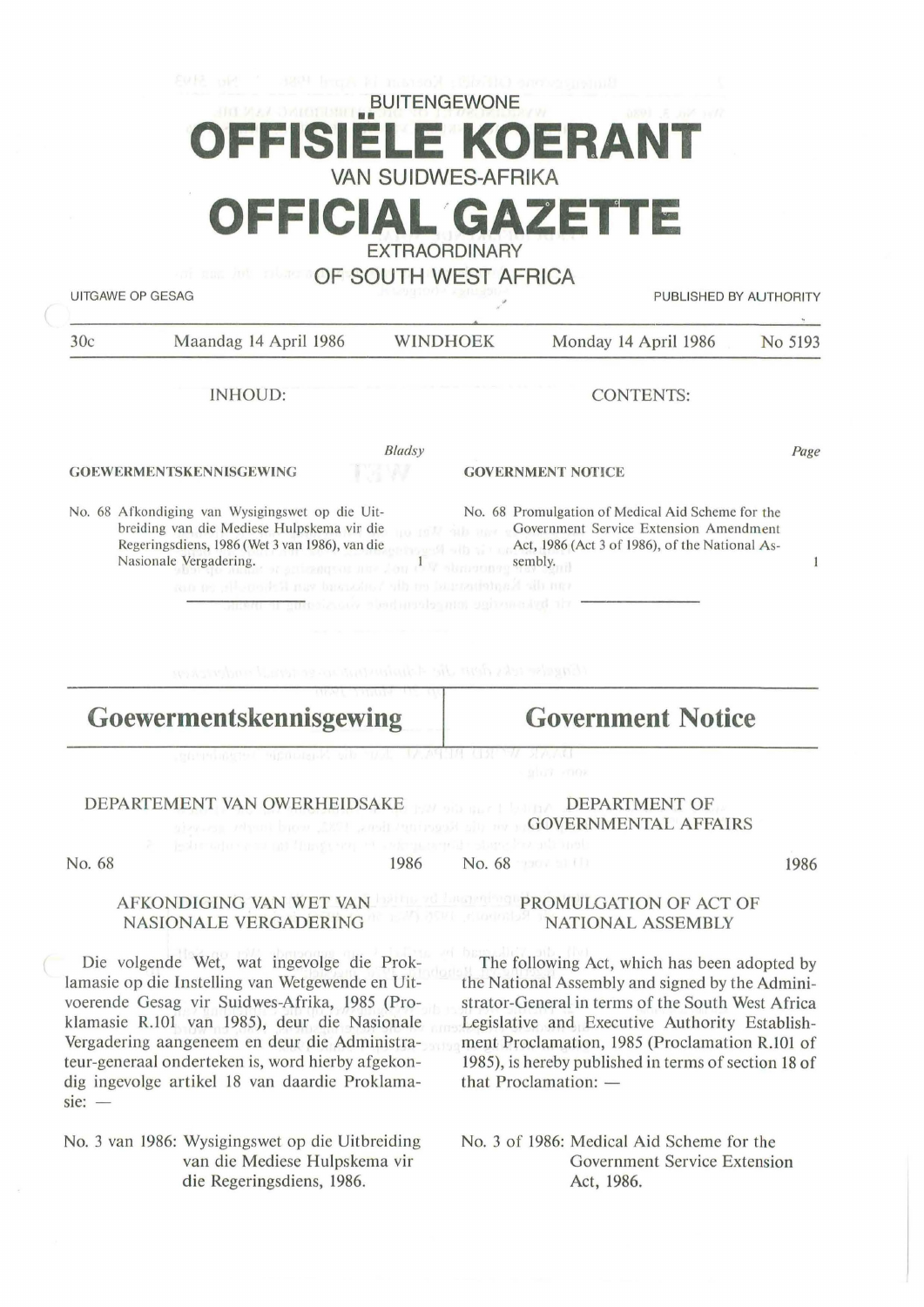BUITENGEWONE

# OFFISIËLE KOERANT

VAN SUIDWES-AFRIKA

# OFFICIAL GAZETTE

EXTRAORDINARY

OF SOUTH WEST AFRICA

UITGAWE OP GESAG — PUBLISHED BY AUTHORITY

30c — Maandag 14 April 1986 — WINDHOEK — Monday 14 April 1986 — No 5193

## INHOUD:

*Bladsy*

**GOEWERMENTSKENNISGEWING**

No. 68 Afkondiging van Wysigingswet op die Uitbreiding van die Mediese Hulpskema vir die Regeringsdiens, 1986 (Wet 3 van 1986), van die Nasionale Vergadering. 1

## CONTENTS:

*Page*

**GOVERNMENT NOTICE**

No. 68 Promulgation of Medical Aid Scheme for the Government Service Extension Amendment Act, 1986 (Act 3 of 1986), of the National Assembly. 1

---

# Goewermentskennisgewing

DEPARTEMENT VAN OWERHEIDSAKE

No. 68 — 1986

AFKONDIGING VAN WET VAN NASIONALE VERGADERING

Die volgende Wet, wat ingevolge die Proklamasie op die Instelling van Wetgewende en Uitvoerende Gesag vir Suidwes-Afrika, 1985 (Proklamasie R.101 van 1985), deur die Nasionale Vergadering aangeneem en deur die Administrateur-generaal onderteken is, word hierby afgekondig ingevolge artikel 18 van daardie Proklamasie: —

No. 3 van 1986: Wysigingswet op die Uitbreiding van die Mediese Hulpskema vir die Regeringsdiens, 1986.

# Government Notice

DEPARTMENT OF GOVERNMENTAL AFFAIRS

No. 68 — 1986

PROMULGATION OF ACT OF NATIONAL ASSEMBLY

The following Act, which has been adopted by the National Assembly and signed by the Administrator-General in terms of the South West Africa Legislative and Executive Authority Establishment Proclamation, 1985 (Proclamation R.101 of 1985), is hereby published in terms of section 18 of that Proclamation: —

No. 3 of 1986: Medical Aid Scheme for the Government Service Extension Act, 1986.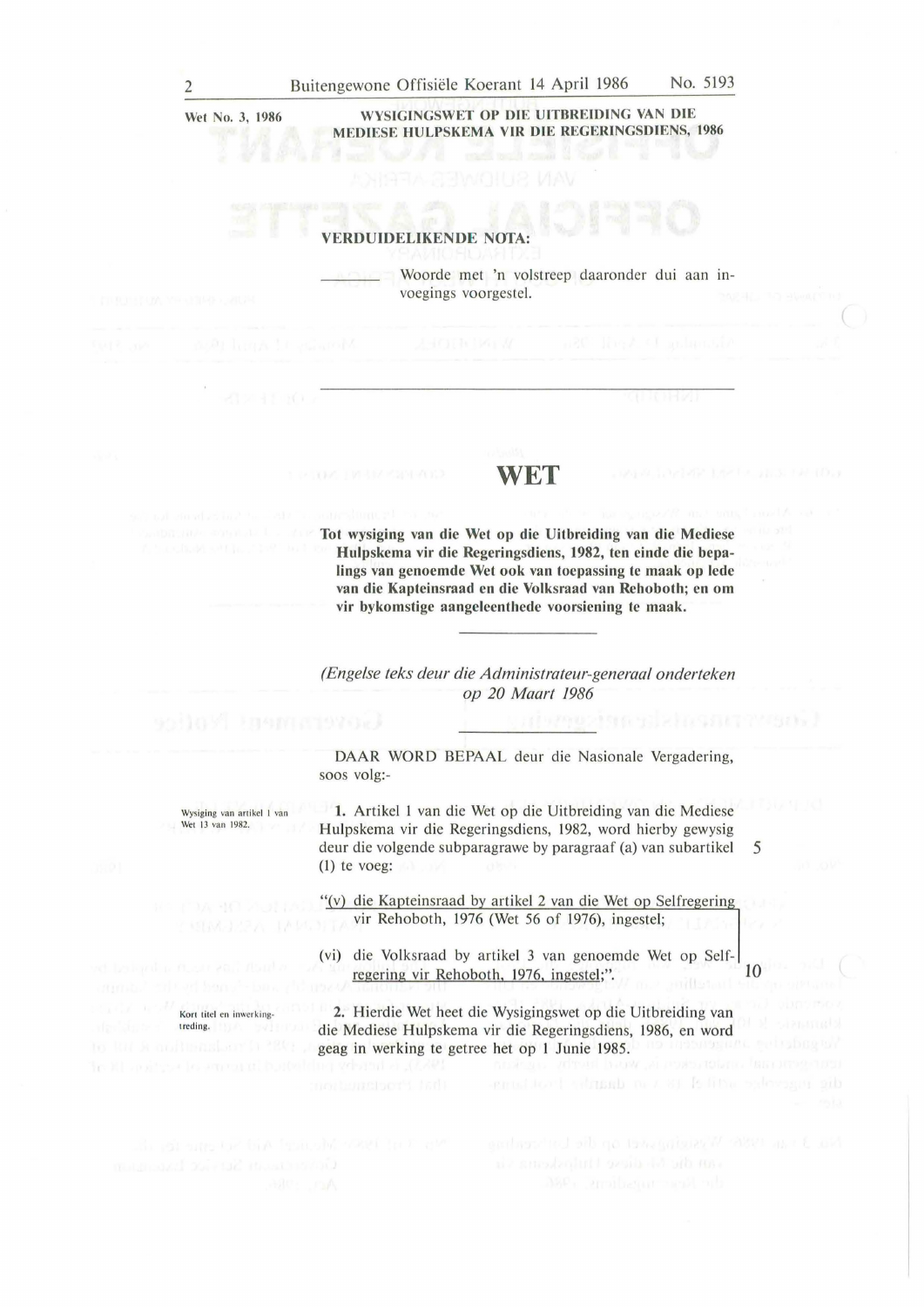Wet No. 3, 1986

**WYSIGINGSWET OP DIE UITBREIDING VAN DIE MEDIESE HULPSKEMA VIR DIE REGERINGSDIENS, 1986**

**VERDUIDELIKENDE NOTA:**

\_\_\_\_\_\_ Woorde met 'n volstreep daaronder dui aan invoegings voorgestel.

# WET

**Tot wysiging van die Wet op die Uitbreiding van die Mediese Hulpskema vir die Regeringsdiens, 1982, ten einde die bepalings van genoemde Wet ook van toepassing te maak op lede van die Kapteinsraad en die Volksraad van Rehoboth; en om vir bykomstige aangeleenthede voorsiening te maak.**

*(Engelse teks deur die Administrateur-generaal onderteken op 20 Maart 1986*

DAAR WORD BEPAAL deur die Nasionale Vergadering, soos volg:-

Wysiging van artikel 1 van Wet 13 van 1982.

**1.** Artikel 1 van die Wet op die Uitbreiding van die Mediese Hulpskema vir die Regeringsdiens, 1982, word hierby gewysig deur die volgende subparagrawe by paragraaf (a) van subartikel (1) te voeg:

"<u>(v) die Kapteinsraad by artikel 2 van die Wet op Selfregering vir Rehoboth, 1976 (Wet 56 of 1976), ingestel;</u>

<u>(vi) die Volksraad by artikel 3 van genoemde Wet op Selfregering vir Rehoboth, 1976, ingestel;</u>".

Kort titel en inwerkingtreding.

**2.** Hierdie Wet heet die Wysigingswet op die Uitbreiding van die Mediese Hulpskema vir die Regeringsdiens, 1986, en word geag in werking te getree het op 1 Junie 1985.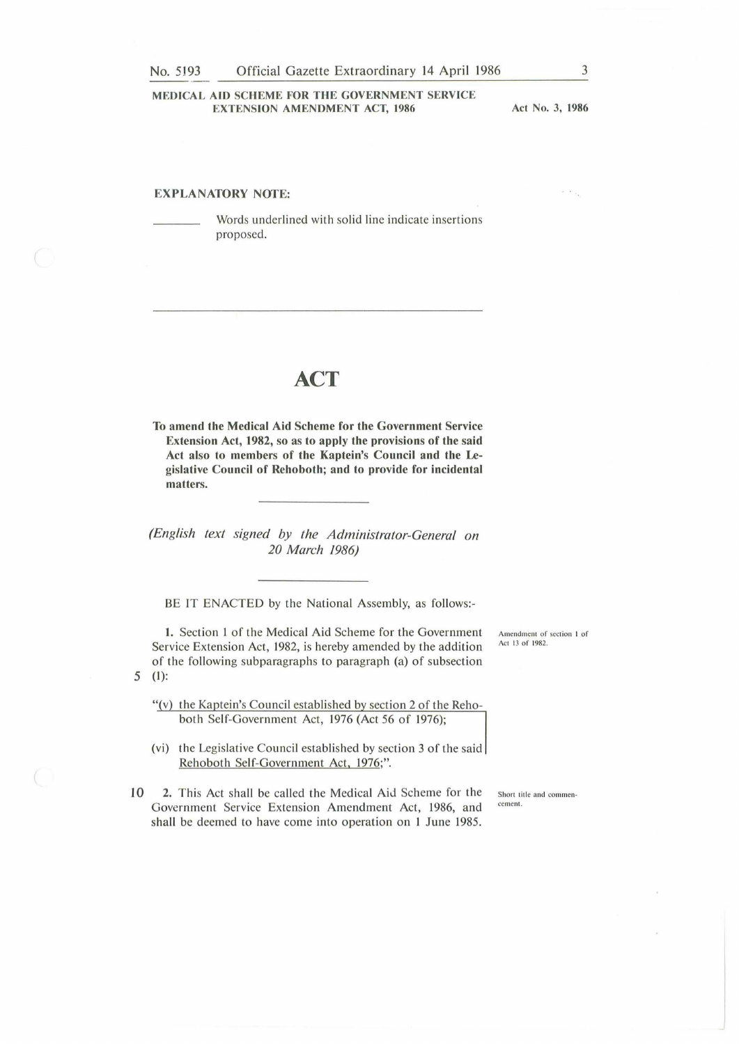**EXPLANATORY NOTE:**

\_\_\_\_\_\_\_\_ Words underlined with solid line indicate insertions proposed.

# ACT

**To amend the Medical Aid Scheme for the Government Service Extension Act, 1982, so as to apply the provisions of the said Act also to members of the Kaptein's Council and the Legislative Council of Rehoboth; and to provide for incidental matters.**

*(English text signed by the Administrator-General on 20 March 1986)*

BE IT ENACTED by the National Assembly, as follows:-

*Amendment of section 1 of Act 13 of 1982.*

**1.** Section 1 of the Medical Aid Scheme for the Government Service Extension Act, 1982, is hereby amended by the addition of the following subparagraphs to paragraph (a) of subsection (1):

"(v) the Kaptein's Council established by section 2 of the Rehoboth Self-Government Act, 1976 (Act 56 of 1976);

(vi) the Legislative Council established by section 3 of the said Rehoboth Self-Government Act, 1976;".

*Short title and commencement.*

**2.** This Act shall be called the Medical Aid Scheme for the Government Service Extension Amendment Act, 1986, and shall be deemed to have come into operation on 1 June 1985.